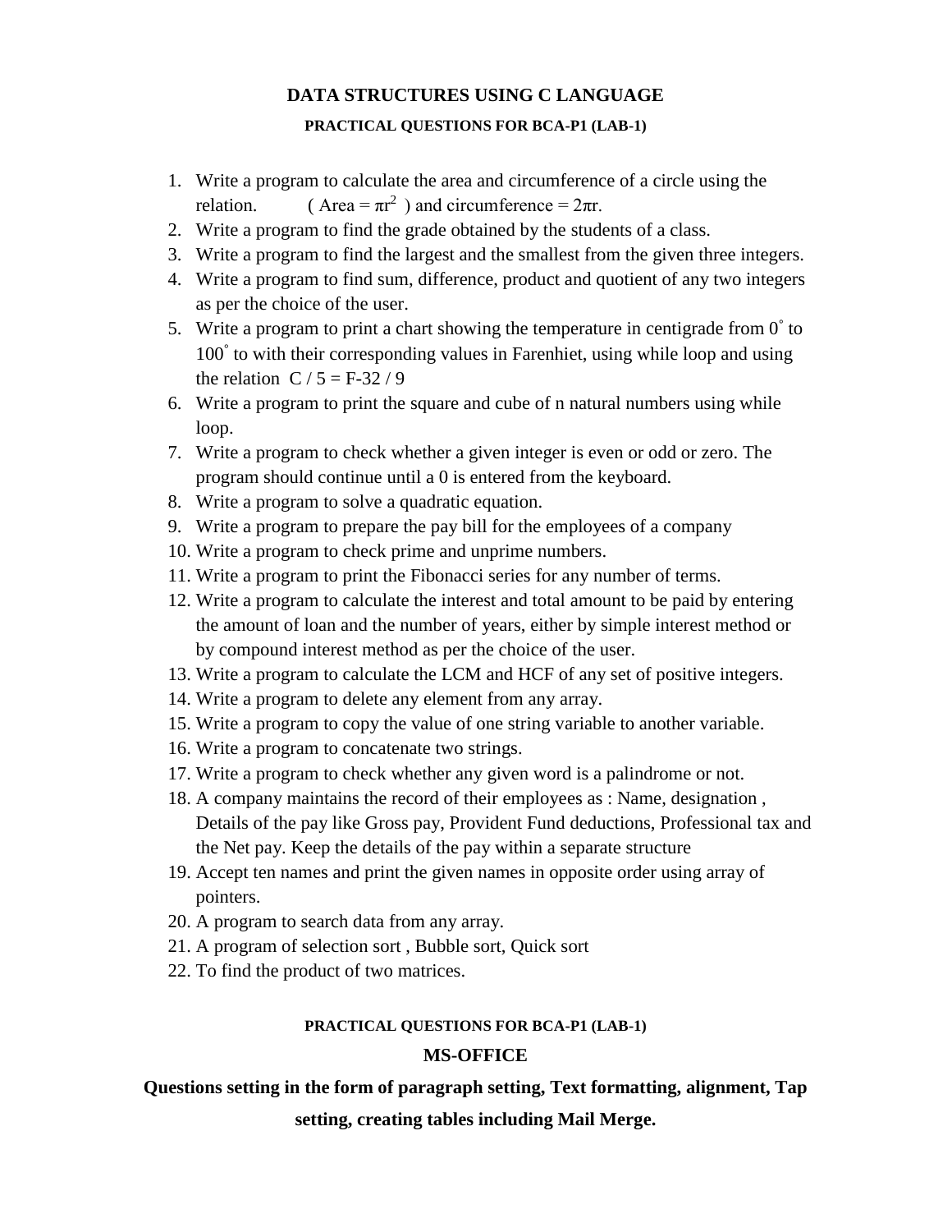# DATA STRUCTURES USING C LANGUAGE

### PRACTICAL QUESTIONS FOR BCA-P1 (LAB-1)

1. Write a program to calculate the area and circumference of a circle using the relation. ( Area = $\pi r^2$ ) and circumference = $2\pi r$.
2. Write a program to find the grade obtained by the students of a class.
3. Write a program to find the largest and the smallest from the given three integers.
4. Write a program to find sum, difference, product and quotient of any two integers as per the choice of the user.
5. Write a program to print a chart showing the temperature in centigrade from $0^{\circ}$ to $100^{\circ}$ to with their corresponding values in Farenhiet, using while loop and using the relation $C / 5 = F-32 / 9$
6. Write a program to print the square and cube of n natural numbers using while loop.
7. Write a program to check whether a given integer is even or odd or zero. The program should continue until a 0 is entered from the keyboard.
8. Write a program to solve a quadratic equation.
9. Write a program to prepare the pay bill for the employees of a company
10. Write a program to check prime and unprime numbers.
11. Write a program to print the Fibonacci series for any number of terms.
12. Write a program to calculate the interest and total amount to be paid by entering the amount of loan and the number of years, either by simple interest method or by compound interest method as per the choice of the user.
13. Write a program to calculate the LCM and HCF of any set of positive integers.
14. Write a program to delete any element from any array.
15. Write a program to copy the value of one string variable to another variable.
16. Write a program to concatenate two strings.
17. Write a program to check whether any given word is a palindrome or not.
18. A company maintains the record of their employees as : Name, designation , Details of the pay like Gross pay, Provident Fund deductions, Professional tax and the Net pay. Keep the details of the pay within a separate structure
19. Accept ten names and print the given names in opposite order using array of pointers.
20. A program to search data from any array.
21. A program of selection sort , Bubble sort, Quick sort
22. To find the product of two matrices.

### PRACTICAL QUESTIONS FOR BCA-P1 (LAB-1)

## MS-OFFICE

**Questions setting in the form of paragraph setting, Text formatting, alignment, Tap setting, creating tables including Mail Merge.**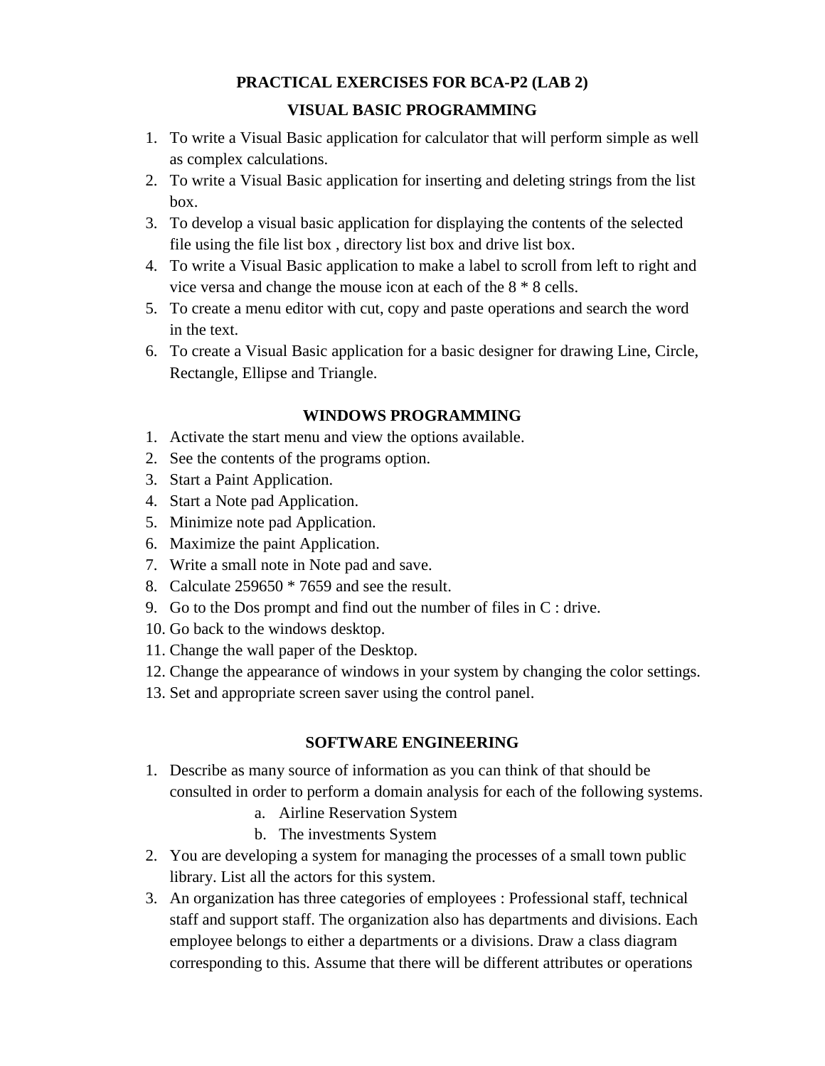## PRACTICAL EXERCISES FOR BCA-P2 (LAB 2)

### VISUAL BASIC PROGRAMMING

1. To write a Visual Basic application for calculator that will perform simple as well as complex calculations.
2. To write a Visual Basic application for inserting and deleting strings from the list box.
3. To develop a visual basic application for displaying the contents of the selected file using the file list box , directory list box and drive list box.
4. To write a Visual Basic application to make a label to scroll from left to right and vice versa and change the mouse icon at each of the 8 * 8 cells.
5. To create a menu editor with cut, copy and paste operations and search the word in the text.
6. To create a Visual Basic application for a basic designer for drawing Line, Circle, Rectangle, Ellipse and Triangle.

### WINDOWS PROGRAMMING

1. Activate the start menu and view the options available.
2. See the contents of the programs option.
3. Start a Paint Application.
4. Start a Note pad Application.
5. Minimize note pad Application.
6. Maximize the paint Application.
7. Write a small note in Note pad and save.
8. Calculate 259650 * 7659 and see the result.
9. Go to the Dos prompt and find out the number of files in C : drive.
10. Go back to the windows desktop.
11. Change the wall paper of the Desktop.
12. Change the appearance of windows in your system by changing the color settings.
13. Set and appropriate screen saver using the control panel.

### SOFTWARE ENGINEERING

1. Describe as many source of information as you can think of that should be consulted in order to perform a domain analysis for each of the following systems.
   a. Airline Reservation System
   b. The investments System
2. You are developing a system for managing the processes of a small town public library. List all the actors for this system.
3. An organization has three categories of employees : Professional staff, technical staff and support staff. The organization also has departments and divisions. Each employee belongs to either a departments or a divisions. Draw a class diagram corresponding to this. Assume that there will be different attributes or operations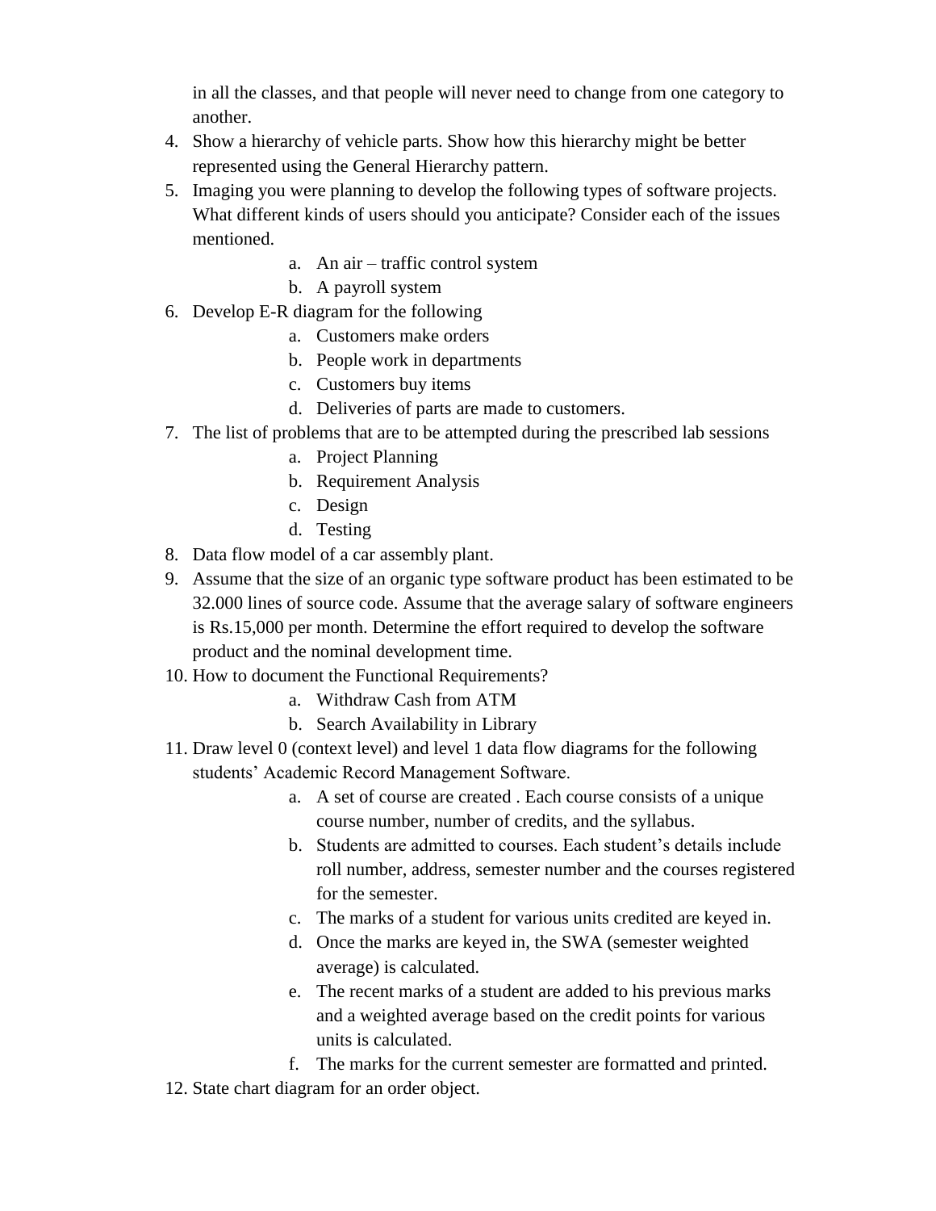in all the classes, and that people will never need to change from one category to another.

4. Show a hierarchy of vehicle parts. Show how this hierarchy might be better represented using the General Hierarchy pattern.
5. Imaging you were planning to develop the following types of software projects. What different kinds of users should you anticipate? Consider each of the issues mentioned.
   a. An air – traffic control system
   b. A payroll system
6. Develop E-R diagram for the following
   a. Customers make orders
   b. People work in departments
   c. Customers buy items
   d. Deliveries of parts are made to customers.
7. The list of problems that are to be attempted during the prescribed lab sessions
   a. Project Planning
   b. Requirement Analysis
   c. Design
   d. Testing
8. Data flow model of a car assembly plant.
9. Assume that the size of an organic type software product has been estimated to be 32.000 lines of source code. Assume that the average salary of software engineers is Rs.15,000 per month. Determine the effort required to develop the software product and the nominal development time.
10. How to document the Functional Requirements?
    a. Withdraw Cash from ATM
    b. Search Availability in Library
11. Draw level 0 (context level) and level 1 data flow diagrams for the following students' Academic Record Management Software.
    a. A set of course are created . Each course consists of a unique course number, number of credits, and the syllabus.
    b. Students are admitted to courses. Each student's details include roll number, address, semester number and the courses registered for the semester.
    c. The marks of a student for various units credited are keyed in.
    d. Once the marks are keyed in, the SWA (semester weighted average) is calculated.
    e. The recent marks of a student are added to his previous marks and a weighted average based on the credit points for various units is calculated.
    f. The marks for the current semester are formatted and printed.
12. State chart diagram for an order object.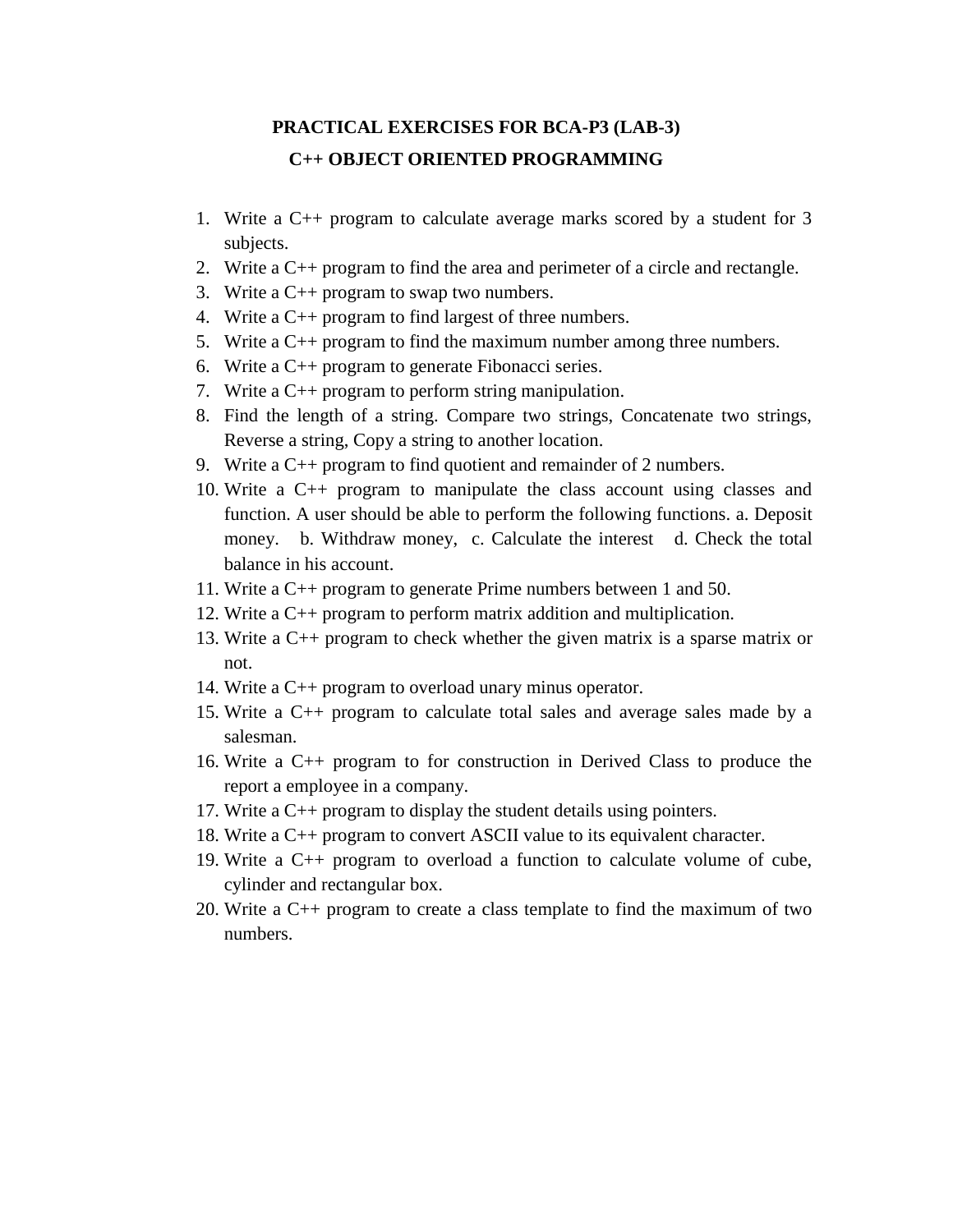# PRACTICAL EXERCISES FOR BCA-P3 (LAB-3)

## C++ OBJECT ORIENTED PROGRAMMING

1. Write a C++ program to calculate average marks scored by a student for 3 subjects.
2. Write a C++ program to find the area and perimeter of a circle and rectangle.
3. Write a C++ program to swap two numbers.
4. Write a C++ program to find largest of three numbers.
5. Write a C++ program to find the maximum number among three numbers.
6. Write a C++ program to generate Fibonacci series.
7. Write a C++ program to perform string manipulation.
8. Find the length of a string. Compare two strings, Concatenate two strings, Reverse a string, Copy a string to another location.
9. Write a C++ program to find quotient and remainder of 2 numbers.
10. Write a C++ program to manipulate the class account using classes and function. A user should be able to perform the following functions. a. Deposit money. b. Withdraw money, c. Calculate the interest d. Check the total balance in his account.
11. Write a C++ program to generate Prime numbers between 1 and 50.
12. Write a C++ program to perform matrix addition and multiplication.
13. Write a C++ program to check whether the given matrix is a sparse matrix or not.
14. Write a C++ program to overload unary minus operator.
15. Write a C++ program to calculate total sales and average sales made by a salesman.
16. Write a C++ program to for construction in Derived Class to produce the report a employee in a company.
17. Write a C++ program to display the student details using pointers.
18. Write a C++ program to convert ASCII value to its equivalent character.
19. Write a C++ program to overload a function to calculate volume of cube, cylinder and rectangular box.
20. Write a C++ program to create a class template to find the maximum of two numbers.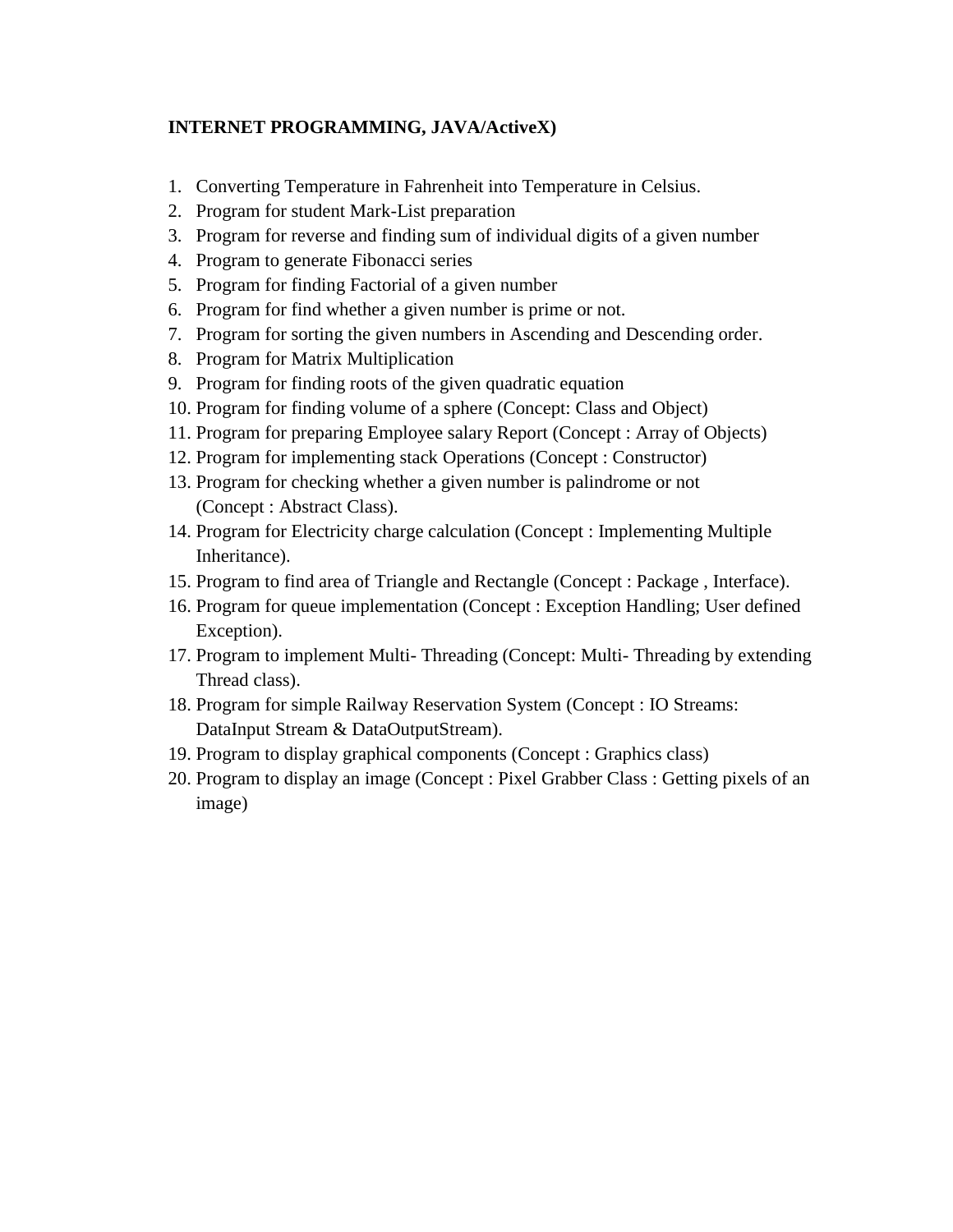**INTERNET PROGRAMMING, JAVA/ActiveX)**

1. Converting Temperature in Fahrenheit into Temperature in Celsius.
2. Program for student Mark-List preparation
3. Program for reverse and finding sum of individual digits of a given number
4. Program to generate Fibonacci series
5. Program for finding Factorial of a given number
6. Program for find whether a given number is prime or not.
7. Program for sorting the given numbers in Ascending and Descending order.
8. Program for Matrix Multiplication
9. Program for finding roots of the given quadratic equation
10. Program for finding volume of a sphere (Concept: Class and Object)
11. Program for preparing Employee salary Report (Concept : Array of Objects)
12. Program for implementing stack Operations (Concept : Constructor)
13. Program for checking whether a given number is palindrome or not (Concept : Abstract Class).
14. Program for Electricity charge calculation (Concept : Implementing Multiple Inheritance).
15. Program to find area of Triangle and Rectangle (Concept : Package , Interface).
16. Program for queue implementation (Concept : Exception Handling; User defined Exception).
17. Program to implement Multi- Threading (Concept: Multi- Threading by extending Thread class).
18. Program for simple Railway Reservation System (Concept : IO Streams: DataInput Stream & DataOutputStream).
19. Program to display graphical components (Concept : Graphics class)
20. Program to display an image (Concept : Pixel Grabber Class : Getting pixels of an image)